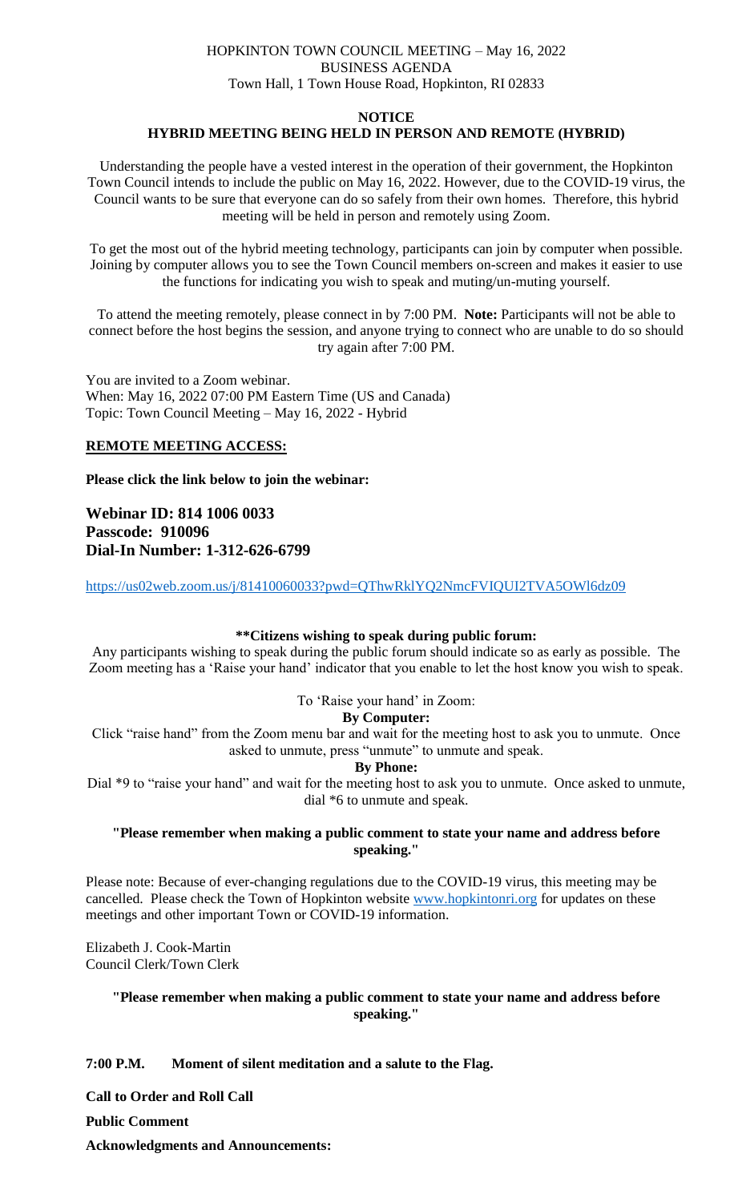HOPKINTON TOWN COUNCIL MEETING – May 16, 2022
BUSINESS AGENDA
Town Hall, 1 Town House Road, Hopkinton, RI 02833

**NOTICE**
**HYBRID MEETING BEING HELD IN PERSON AND REMOTE (HYBRID)**

Understanding the people have a vested interest in the operation of their government, the Hopkinton Town Council intends to include the public on May 16, 2022. However, due to the COVID-19 virus, the Council wants to be sure that everyone can do so safely from their own homes. Therefore, this hybrid meeting will be held in person and remotely using Zoom.

To get the most out of the hybrid meeting technology, participants can join by computer when possible. Joining by computer allows you to see the Town Council members on-screen and makes it easier to use the functions for indicating you wish to speak and muting/un-muting yourself.

To attend the meeting remotely, please connect in by 7:00 PM. **Note:** Participants will not be able to connect before the host begins the session, and anyone trying to connect who are unable to do so should try again after 7:00 PM.

You are invited to a Zoom webinar.
When: May 16, 2022 07:00 PM Eastern Time (US and Canada)
Topic: Town Council Meeting – May 16, 2022 - Hybrid

**REMOTE MEETING ACCESS:**

**Please click the link below to join the webinar:**

**Webinar ID: 814 1006 0033**
**Passcode: 910096**
**Dial-In Number: 1-312-626-6799**

https://us02web.zoom.us/j/81410060033?pwd=QThwRklYQ2NmcFVIQUI2TVA5OWl6dz09

**\*\*Citizens wishing to speak during public forum:**

Any participants wishing to speak during the public forum should indicate so as early as possible. The Zoom meeting has a 'Raise your hand' indicator that you enable to let the host know you wish to speak.

To 'Raise your hand' in Zoom:

**By Computer:**

Click "raise hand" from the Zoom menu bar and wait for the meeting host to ask you to unmute. Once asked to unmute, press "unmute" to unmute and speak.

**By Phone:**

Dial *9 to "raise your hand" and wait for the meeting host to ask you to unmute. Once asked to unmute, dial *6 to unmute and speak.

**"Please remember when making a public comment to state your name and address before speaking."**

Please note: Because of ever-changing regulations due to the COVID-19 virus, this meeting may be cancelled. Please check the Town of Hopkinton website www.hopkintonri.org for updates on these meetings and other important Town or COVID-19 information.

Elizabeth J. Cook-Martin
Council Clerk/Town Clerk

**"Please remember when making a public comment to state your name and address before speaking."**

**7:00 P.M. Moment of silent meditation and a salute to the Flag.**

**Call to Order and Roll Call**

**Public Comment**

**Acknowledgments and Announcements:**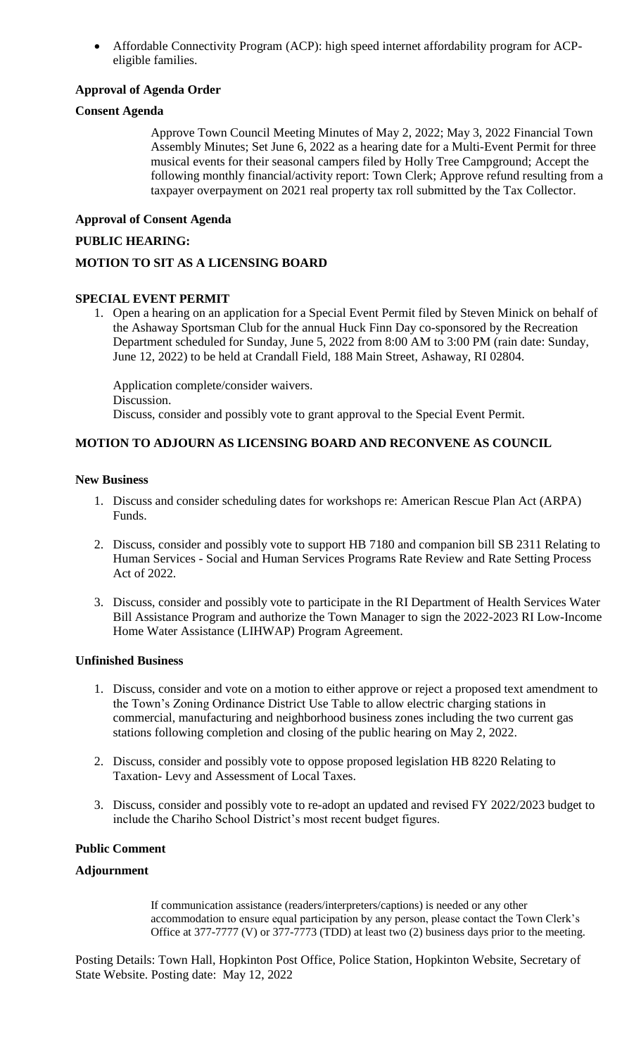- Affordable Connectivity Program (ACP): high speed internet affordability program for ACP-eligible families.

**Approval of Agenda Order**

**Consent Agenda**

Approve Town Council Meeting Minutes of May 2, 2022; May 3, 2022 Financial Town Assembly Minutes; Set June 6, 2022 as a hearing date for a Multi-Event Permit for three musical events for their seasonal campers filed by Holly Tree Campground; Accept the following monthly financial/activity report: Town Clerk; Approve refund resulting from a taxpayer overpayment on 2021 real property tax roll submitted by the Tax Collector.

**Approval of Consent Agenda**

**PUBLIC HEARING:**

**MOTION TO SIT AS A LICENSING BOARD**

**SPECIAL EVENT PERMIT**

1. Open a hearing on an application for a Special Event Permit filed by Steven Minick on behalf of the Ashaway Sportsman Club for the annual Huck Finn Day co-sponsored by the Recreation Department scheduled for Sunday, June 5, 2022 from 8:00 AM to 3:00 PM (rain date: Sunday, June 12, 2022) to be held at Crandall Field, 188 Main Street, Ashaway, RI 02804.

   Application complete/consider waivers.
   Discussion.
   Discuss, consider and possibly vote to grant approval to the Special Event Permit.

**MOTION TO ADJOURN AS LICENSING BOARD AND RECONVENE AS COUNCIL**

**New Business**

1. Discuss and consider scheduling dates for workshops re: American Rescue Plan Act (ARPA) Funds.

2. Discuss, consider and possibly vote to support HB 7180 and companion bill SB 2311 Relating to Human Services - Social and Human Services Programs Rate Review and Rate Setting Process Act of 2022.

3. Discuss, consider and possibly vote to participate in the RI Department of Health Services Water Bill Assistance Program and authorize the Town Manager to sign the 2022-2023 RI Low-Income Home Water Assistance (LIHWAP) Program Agreement.

**Unfinished Business**

1. Discuss, consider and vote on a motion to either approve or reject a proposed text amendment to the Town's Zoning Ordinance District Use Table to allow electric charging stations in commercial, manufacturing and neighborhood business zones including the two current gas stations following completion and closing of the public hearing on May 2, 2022.

2. Discuss, consider and possibly vote to oppose proposed legislation HB 8220 Relating to Taxation- Levy and Assessment of Local Taxes.

3. Discuss, consider and possibly vote to re-adopt an updated and revised FY 2022/2023 budget to include the Chariho School District's most recent budget figures.

**Public Comment**

**Adjournment**

If communication assistance (readers/interpreters/captions) is needed or any other accommodation to ensure equal participation by any person, please contact the Town Clerk's Office at 377-7777 (V) or 377-7773 (TDD) at least two (2) business days prior to the meeting.

Posting Details: Town Hall, Hopkinton Post Office, Police Station, Hopkinton Website, Secretary of State Website. Posting date: May 12, 2022